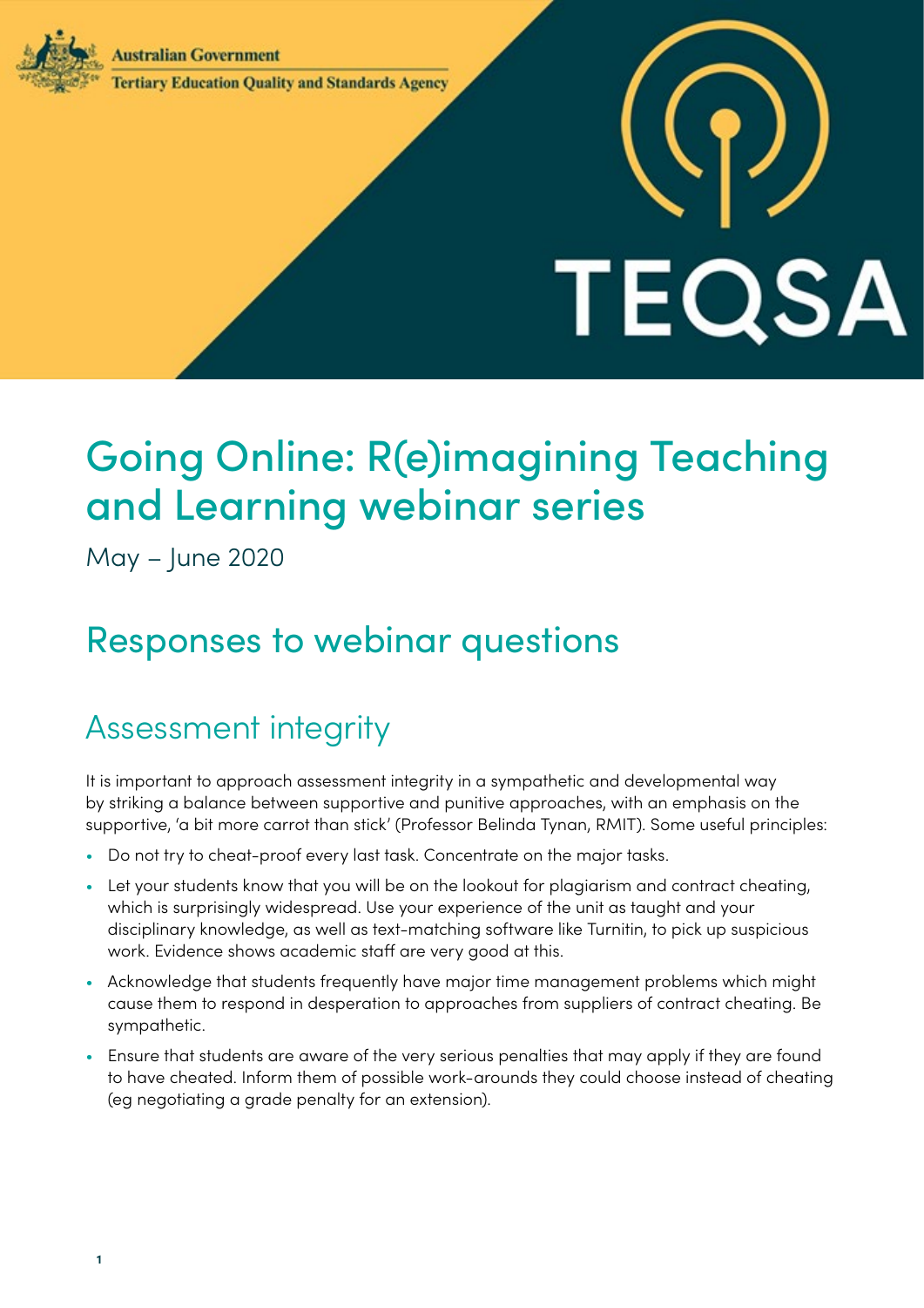Australian Government

Tertiary Education Quality and Standards Agency

TEQSA

# Going Online: R(e)imagining Teaching and Learning webinar series

May – June 2020

## Responses to webinar questions

### Assessment integrity

It is important to approach assessment integrity in a sympathetic and developmental way by striking a balance between supportive and punitive approaches, with an emphasis on the supportive, 'a bit more carrot than stick' (Professor Belinda Tynan, RMIT). Some useful principles:

- Do not try to cheat-proof every last task. Concentrate on the major tasks.
- Let your students know that you will be on the lookout for plagiarism and contract cheating, which is surprisingly widespread. Use your experience of the unit as taught and your disciplinary knowledge, as well as text-matching software like Turnitin, to pick up suspicious work. Evidence shows academic staff are very good at this.
- Acknowledge that students frequently have major time management problems which might cause them to respond in desperation to approaches from suppliers of contract cheating. Be sympathetic.
- Ensure that students are aware of the very serious penalties that may apply if they are found to have cheated. Inform them of possible work-arounds they could choose instead of cheating (eg negotiating a grade penalty for an extension).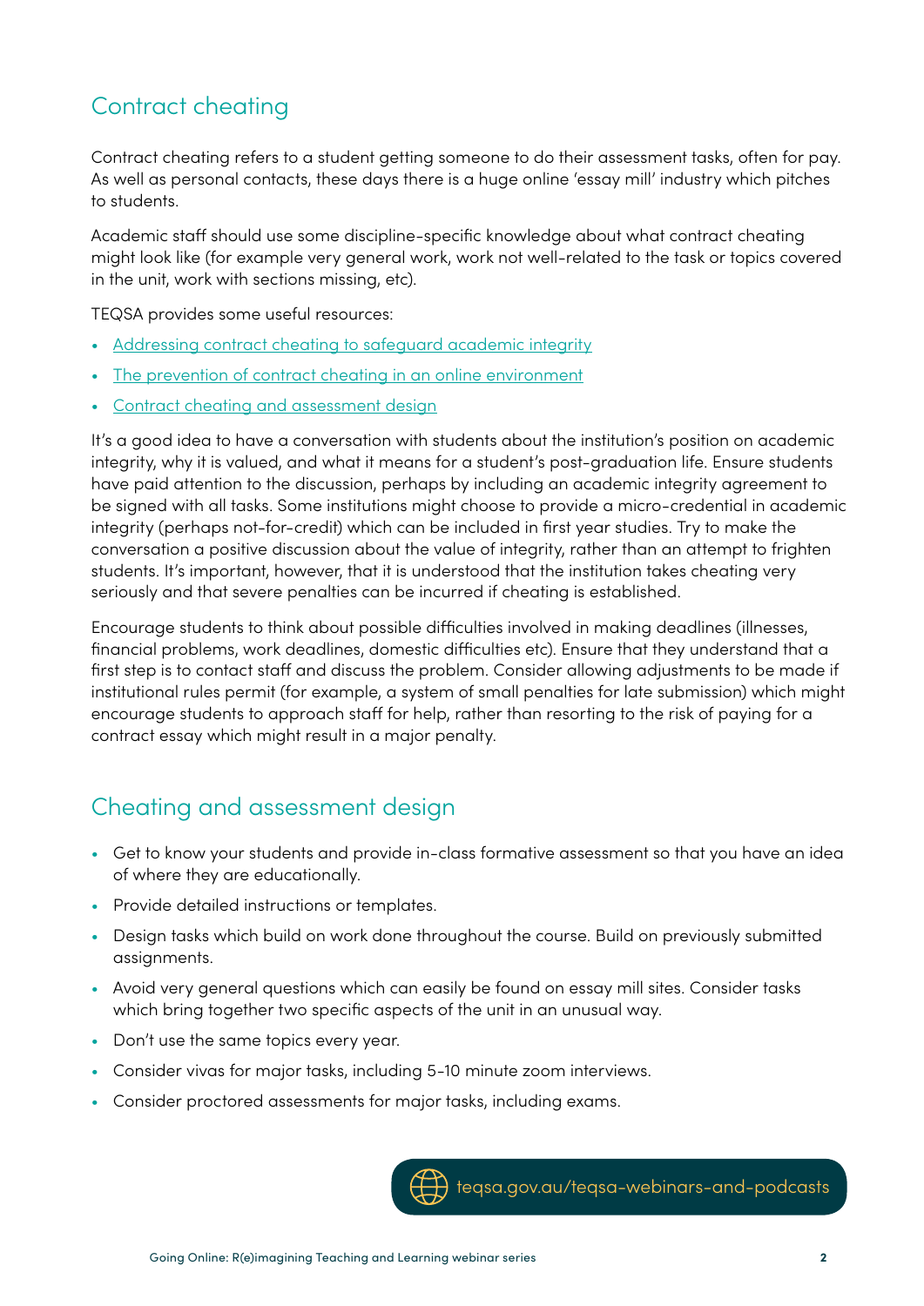## Contract cheating

Contract cheating refers to a student getting someone to do their assessment tasks, often for pay. As well as personal contacts, these days there is a huge online 'essay mill' industry which pitches to students.

Academic staff should use some discipline-specific knowledge about what contract cheating might look like (for example very general work, work not well-related to the task or topics covered in the unit, work with sections missing, etc).

TEQSA provides some useful resources:

- Addressing contract cheating to safeguard academic integrity
- The prevention of contract cheating in an online environment
- Contract cheating and assessment design

It's a good idea to have a conversation with students about the institution's position on academic integrity, why it is valued, and what it means for a student's post-graduation life. Ensure students have paid attention to the discussion, perhaps by including an academic integrity agreement to be signed with all tasks. Some institutions might choose to provide a micro-credential in academic integrity (perhaps not-for-credit) which can be included in first year studies. Try to make the conversation a positive discussion about the value of integrity, rather than an attempt to frighten students. It's important, however, that it is understood that the institution takes cheating very seriously and that severe penalties can be incurred if cheating is established.

Encourage students to think about possible difficulties involved in making deadlines (illnesses, financial problems, work deadlines, domestic difficulties etc). Ensure that they understand that a first step is to contact staff and discuss the problem. Consider allowing adjustments to be made if institutional rules permit (for example, a system of small penalties for late submission) which might encourage students to approach staff for help, rather than resorting to the risk of paying for a contract essay which might result in a major penalty.

## Cheating and assessment design

- Get to know your students and provide in-class formative assessment so that you have an idea of where they are educationally.
- Provide detailed instructions or templates.
- Design tasks which build on work done throughout the course. Build on previously submitted assignments.
- Avoid very general questions which can easily be found on essay mill sites. Consider tasks which bring together two specific aspects of the unit in an unusual way.
- Don't use the same topics every year.
- Consider vivas for major tasks, including 5-10 minute zoom interviews.
- Consider proctored assessments for major tasks, including exams.

teqsa.gov.au/teqsa-webinars-and-podcasts